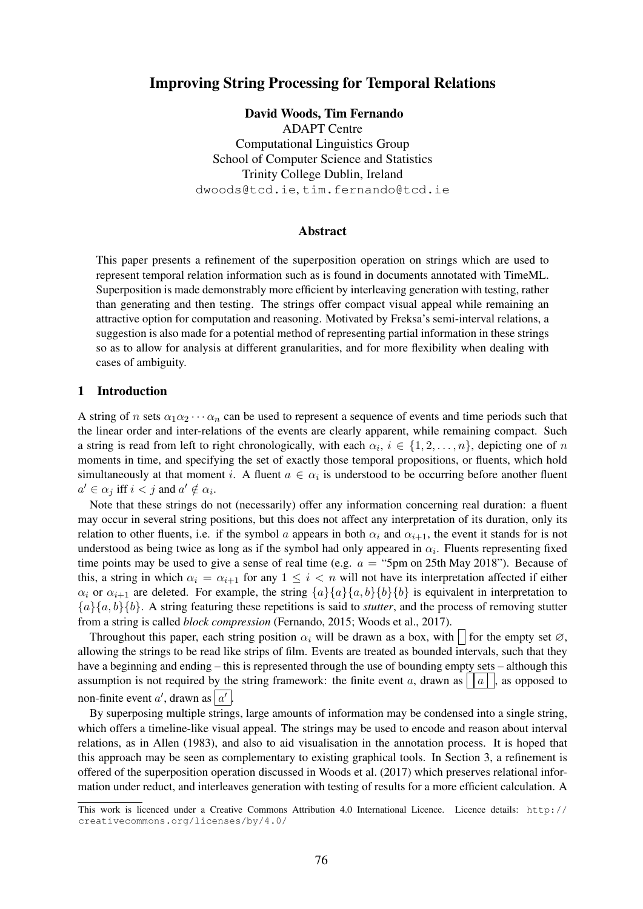# Improving String Processing for Temporal Relations

**David Woods, Tim Fernando**
ADAPT Centre
Computational Linguistics Group
School of Computer Science and Statistics
Trinity College Dublin, Ireland
dwoods@tcd.ie, tim.fernando@tcd.ie

## Abstract

This paper presents a refinement of the superposition operation on strings which are used to represent temporal relation information such as is found in documents annotated with TimeML. Superposition is made demonstrably more efficient by interleaving generation with testing, rather than generating and then testing. The strings offer compact visual appeal while remaining an attractive option for computation and reasoning. Motivated by Freksa's semi-interval relations, a suggestion is also made for a potential method of representing partial information in these strings so as to allow for analysis at different granularities, and for more flexibility when dealing with cases of ambiguity.

## 1 Introduction

A string of $n$ sets $\alpha_1\alpha_2\cdots\alpha_n$ can be used to represent a sequence of events and time periods such that the linear order and inter-relations of the events are clearly apparent, while remaining compact. Such a string is read from left to right chronologically, with each $\alpha_i$, $i \in \{1, 2, \ldots, n\}$, depicting one of $n$ moments in time, and specifying the set of exactly those temporal propositions, or fluents, which hold simultaneously at that moment $i$. A fluent $a \in \alpha_i$ is understood to be occurring before another fluent $a' \in \alpha_j$ iff $i < j$ and $a' \notin \alpha_i$.

Note that these strings do not (necessarily) offer any information concerning real duration: a fluent may occur in several string positions, but this does not affect any interpretation of its duration, only its relation to other fluents, i.e. if the symbol $a$ appears in both $\alpha_i$ and $\alpha_{i+1}$, the event it stands for is not understood as being twice as long as if the symbol had only appeared in $\alpha_i$. Fluents representing fixed time points may be used to give a sense of real time (e.g. $a$ = "5pm on 25th May 2018"). Because of this, a string in which $\alpha_i = \alpha_{i+1}$ for any $1 \leq i < n$ will not have its interpretation affected if either $\alpha_i$ or $\alpha_{i+1}$ are deleted. For example, the string $\{a\}\{a\}\{a, b\}\{b\}\{b\}$ is equivalent in interpretation to $\{a\}\{a, b\}\{b\}$. A string featuring these repetitions is said to *stutter*, and the process of removing stutter from a string is called *block compression* (Fernando, 2015; Woods et al., 2017).

Throughout this paper, each string position $\alpha_i$ will be drawn as a box, with $\boxed{\phantom{a}}$ for the empty set $\varnothing$, allowing the strings to be read like strips of film. Events are treated as bounded intervals, such that they have a beginning and ending – this is represented through the use of bounding empty sets – although this assumption is not required by the string framework: the finite event $a$, drawn as $\boxed{\phantom{a}}\boxed{a}\boxed{\phantom{a}}$, as opposed to non-finite event $a'$, drawn as $\boxed{a'}$.

By superposing multiple strings, large amounts of information may be condensed into a single string, which offers a timeline-like visual appeal. The strings may be used to encode and reason about interval relations, as in Allen (1983), and also to aid visualisation in the annotation process. It is hoped that this approach may be seen as complementary to existing graphical tools. In Section 3, a refinement is offered of the superposition operation discussed in Woods et al. (2017) which preserves relational information under reduct, and interleaves generation with testing of results for a more efficient calculation. A

This work is licenced under a Creative Commons Attribution 4.0 International Licence. Licence details: http://creativecommons.org/licenses/by/4.0/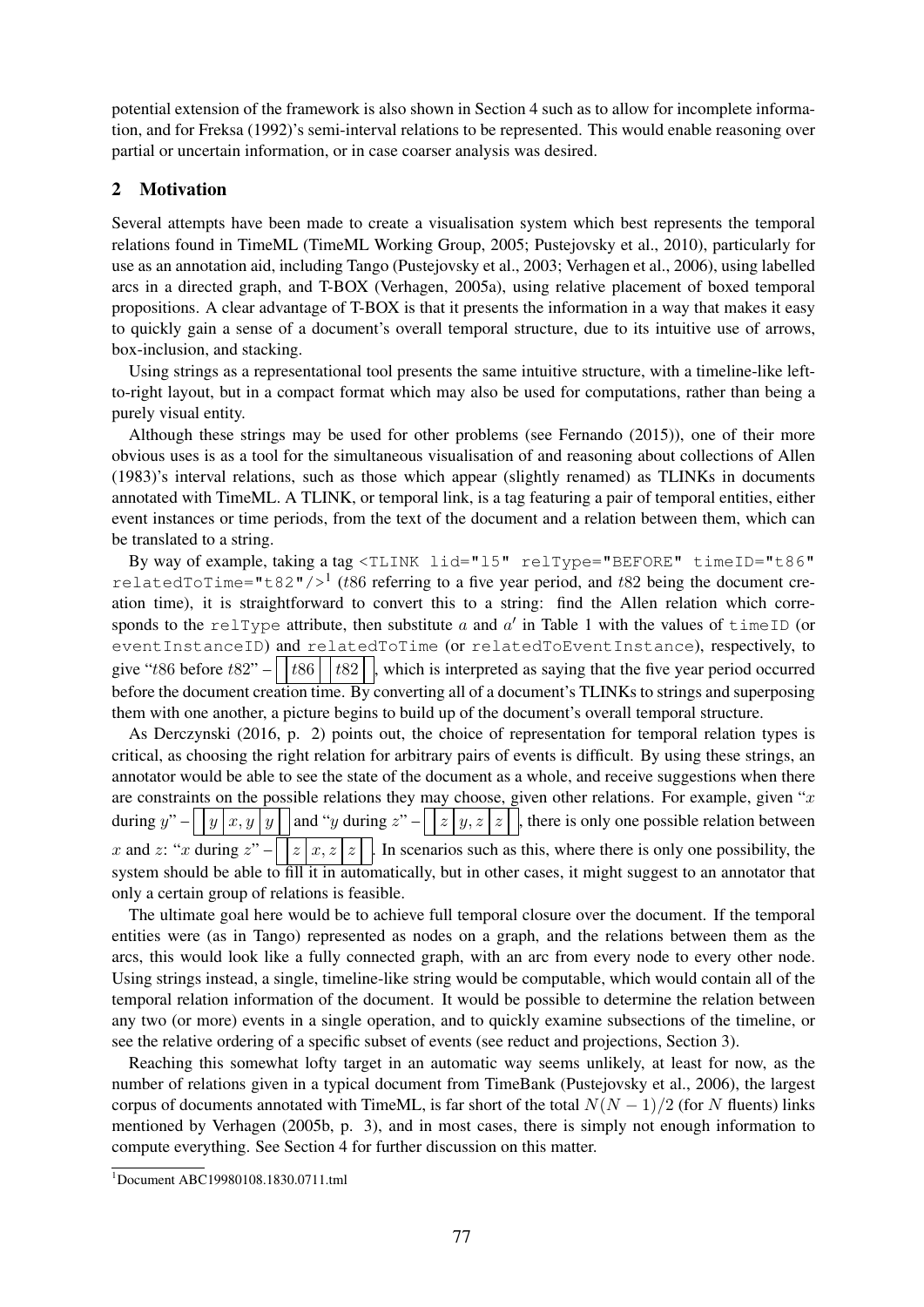potential extension of the framework is also shown in Section 4 such as to allow for incomplete information, and for Freksa (1992)'s semi-interval relations to be represented. This would enable reasoning over partial or uncertain information, or in case coarser analysis was desired.

## 2 Motivation

Several attempts have been made to create a visualisation system which best represents the temporal relations found in TimeML (TimeML Working Group, 2005; Pustejovsky et al., 2010), particularly for use as an annotation aid, including Tango (Pustejovsky et al., 2003; Verhagen et al., 2006), using labelled arcs in a directed graph, and T-BOX (Verhagen, 2005a), using relative placement of boxed temporal propositions. A clear advantage of T-BOX is that it presents the information in a way that makes it easy to quickly gain a sense of a document's overall temporal structure, due to its intuitive use of arrows, box-inclusion, and stacking.

Using strings as a representational tool presents the same intuitive structure, with a timeline-like left-to-right layout, but in a compact format which may also be used for computations, rather than being a purely visual entity.

Although these strings may be used for other problems (see Fernando (2015)), one of their more obvious uses is as a tool for the simultaneous visualisation of and reasoning about collections of Allen (1983)'s interval relations, such as those which appear (slightly renamed) as TLINKs in documents annotated with TimeML. A TLINK, or temporal link, is a tag featuring a pair of temporal entities, either event instances or time periods, from the text of the document and a relation between them, which can be translated to a string.

By way of example, taking a tag `<TLINK lid="l5" relType="BEFORE" timeID="t86" relatedToTime="t82"/>`[1] ($t86$ referring to a five year period, and $t82$ being the document creation time), it is straightforward to convert this to a string: find the Allen relation which corresponds to the `relType` attribute, then substitute $a$ and $a'$ in Table 1 with the values of `timeID` (or `eventInstanceID`) and `relatedToTime` (or `relatedToEventInstance`), respectively, to give "$t86$ before $t82$" – $\boxed{\,}\boxed{t86}\boxed{\,}\boxed{t82}\boxed{\,}$, which is interpreted as saying that the five year period occurred before the document creation time. By converting all of a document's TLINKs to strings and superposing them with one another, a picture begins to build up of the document's overall temporal structure.

As Derczynski (2016, p. 2) points out, the choice of representation for temporal relation types is critical, as choosing the right relation for arbitrary pairs of events is difficult. By using these strings, an annotator would be able to see the state of the document as a whole, and receive suggestions when there are constraints on the possible relations they may choose, given other relations. For example, given "$x$ during $y$" – $\boxed{\,}\boxed{y}\boxed{x,y}\boxed{y}\boxed{\,}$ and "$y$ during $z$" – $\boxed{\,}\boxed{z}\boxed{y,z}\boxed{z}\boxed{\,}$, there is only one possible relation between $x$ and $z$: "$x$ during $z$" – $\boxed{\,}\boxed{z}\boxed{x,z}\boxed{z}\boxed{\,}$. In scenarios such as this, where there is only one possibility, the system should be able to fill it in automatically, but in other cases, it might suggest to an annotator that only a certain group of relations is feasible.

The ultimate goal here would be to achieve full temporal closure over the document. If the temporal entities were (as in Tango) represented as nodes on a graph, and the relations between them as the arcs, this would look like a fully connected graph, with an arc from every node to every other node. Using strings instead, a single, timeline-like string would be computable, which would contain all of the temporal relation information of the document. It would be possible to determine the relation between any two (or more) events in a single operation, and to quickly examine subsections of the timeline, or see the relative ordering of a specific subset of events (see reduct and projections, Section 3).

Reaching this somewhat lofty target in an automatic way seems unlikely, at least for now, as the number of relations given in a typical document from TimeBank (Pustejovsky et al., 2006), the largest corpus of documents annotated with TimeML, is far short of the total $N(N-1)/2$ (for $N$ fluents) links mentioned by Verhagen (2005b, p. 3), and in most cases, there is simply not enough information to compute everything. See Section 4 for further discussion on this matter.

[1] Document ABC19980108.1830.0711.tml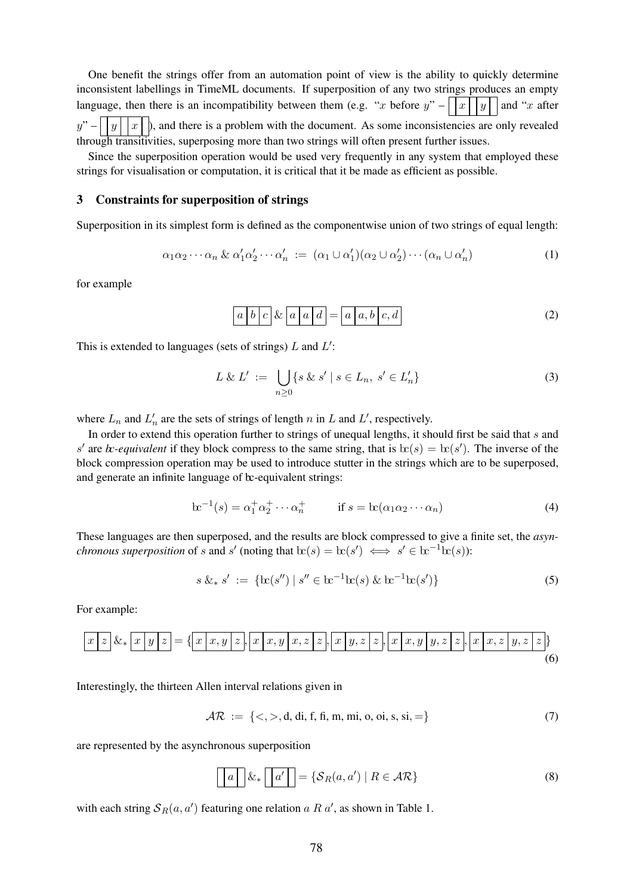One benefit the strings offer from an automation point of view is the ability to quickly determine inconsistent labellings in TimeML documents. If superposition of any two strings produces an empty language, then there is an incompatibility between them (e.g. "$x$ before $y$" – $\boxed{\phantom{x}}\boxed{x}\boxed{\phantom{x}}\boxed{y}\boxed{\phantom{x}}$ and "$x$ after $y$" – $\boxed{\phantom{x}}\boxed{y}\boxed{\phantom{x}}\boxed{x}\boxed{\phantom{x}}$), and there is a problem with the document. As some inconsistencies are only revealed through transitivities, superposing more than two strings will often present further issues.

Since the superposition operation would be used very frequently in any system that employed these strings for visualisation or computation, it is critical that it be made as efficient as possible.

## 3 Constraints for superposition of strings

Superposition in its simplest form is defined as the componentwise union of two strings of equal length:

$$\alpha_1\alpha_2\cdots\alpha_n \mathbin{\&} \alpha_1'\alpha_2'\cdots\alpha_n' \;:=\; (\alpha_1 \cup \alpha_1')(\alpha_2 \cup \alpha_2')\cdots(\alpha_n \cup \alpha_n') \tag{1}$$

for example

$$\boxed{a}\boxed{b}\boxed{c} \mathbin{\&} \boxed{a}\boxed{a}\boxed{d} = \boxed{a}\boxed{a,b}\boxed{c,d} \tag{2}$$

This is extended to languages (sets of strings) $L$ and $L'$:

$$L \mathbin{\&} L' \;:=\; \bigcup_{n\geq 0}\{s \mathbin{\&} s' \mid s \in L_n,\; s' \in L_n'\} \tag{3}$$

where $L_n$ and $L_n'$ are the sets of strings of length $n$ in $L$ and $L'$, respectively.

In order to extend this operation further to strings of unequal lengths, it should first be said that $s$ and $s'$ are *bc-equivalent* if they block compress to the same string, that is $\mathrm{bc}(s) = \mathrm{bc}(s')$. The inverse of the block compression operation may be used to introduce stutter in the strings which are to be superposed, and generate an infinite language of bc-equivalent strings:

$$\mathrm{bc}^{-1}(s) = \alpha_1^{+}\alpha_2^{+}\cdots\alpha_n^{+} \qquad\quad \text{if } s = \mathrm{bc}(\alpha_1\alpha_2\cdots\alpha_n) \tag{4}$$

These languages are then superposed, and the results are block compressed to give a finite set, the *asynchronous superposition* of $s$ and $s'$ (noting that $\mathrm{bc}(s) = \mathrm{bc}(s') \iff s' \in \mathrm{bc}^{-1}\mathrm{bc}(s)$):

$$s \mathbin{\&_*} s' \;:=\; \{\mathrm{bc}(s'') \mid s'' \in \mathrm{bc}^{-1}\mathrm{bc}(s) \mathbin{\&} \mathrm{bc}^{-1}\mathrm{bc}(s')\} \tag{5}$$

For example:

$$\boxed{x}\boxed{z} \mathbin{\&_*} \boxed{x}\boxed{y}\boxed{z} = \{\boxed{x}\boxed{x,y}\boxed{z}, \boxed{x}\boxed{x,y}\boxed{x,z}\boxed{z}, \boxed{x}\boxed{y,z}\boxed{z}, \boxed{x}\boxed{x,y}\boxed{y,z}\boxed{z}, \boxed{x}\boxed{x,z}\boxed{y,z}\boxed{z}\} \tag{6}$$

Interestingly, the thirteen Allen interval relations given in

$$\mathcal{AR} \;:=\; \{<, >, \mathrm{d}, \mathrm{di}, \mathrm{f}, \mathrm{fi}, \mathrm{m}, \mathrm{mi}, \mathrm{o}, \mathrm{oi}, \mathrm{s}, \mathrm{si}, =\} \tag{7}$$

are represented by the asynchronous superposition

$$\boxed{\phantom{a}}\boxed{a}\boxed{\phantom{a}} \mathbin{\&_*} \boxed{\phantom{a}}\boxed{a'}\boxed{\phantom{a}} = \{\mathcal{S}_R(a, a') \mid R \in \mathcal{AR}\} \tag{8}$$

with each string $\mathcal{S}_R(a, a')$ featuring one relation $a \; R \; a'$, as shown in Table 1.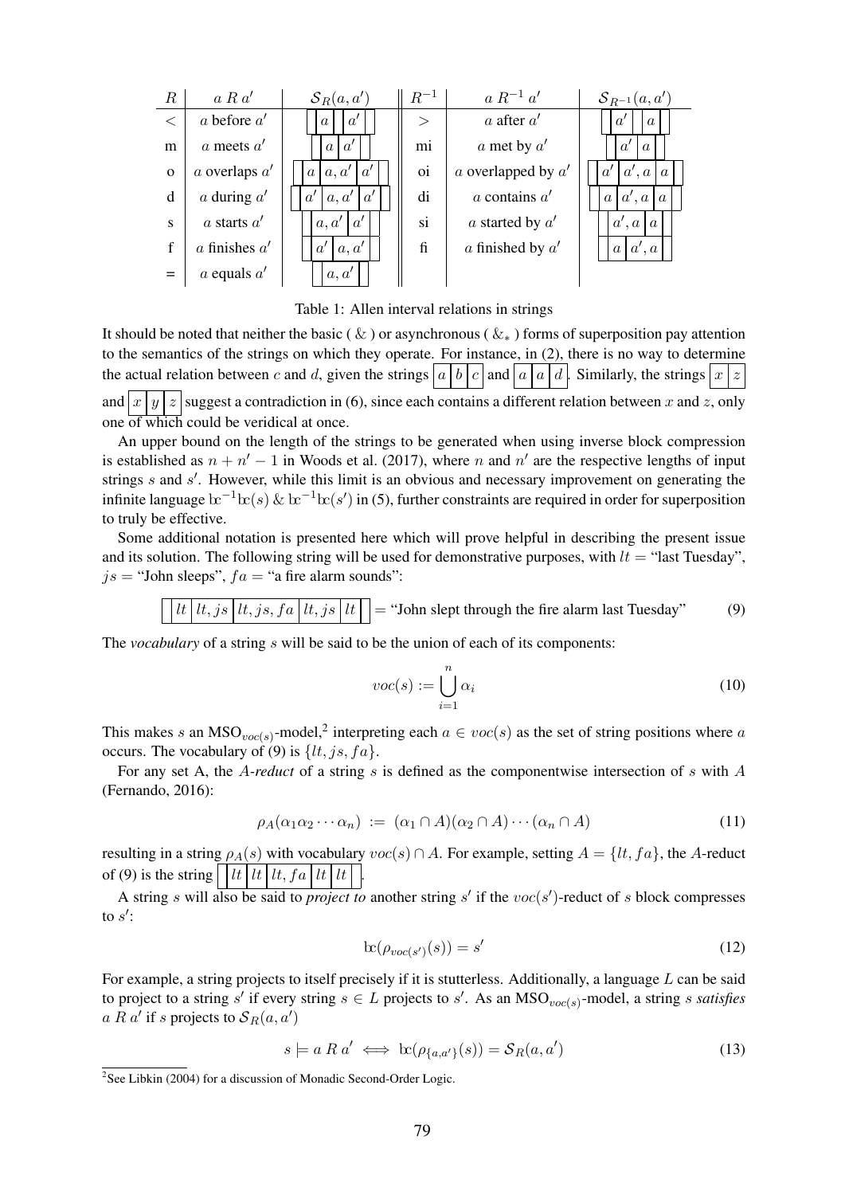| $R$ | $a\ R\ a'$ | $\mathcal{S}_R(a,a')$ | $R^{-1}$ | $a\ R^{-1}\ a'$ | $\mathcal{S}_{R^{-1}}(a,a')$ |
|---|---|---|---|---|---|
| $<$ | $a$ before $a'$ | $\boxed{\phantom{a}}\boxed{a}\boxed{\phantom{a}}\boxed{a'}\boxed{\phantom{a}}$ | $>$ | $a$ after $a'$ | $\boxed{\phantom{a}}\boxed{a'}\boxed{\phantom{a}}\boxed{a}\boxed{\phantom{a}}$ |
| m | $a$ meets $a'$ | $\boxed{\phantom{a}}\boxed{a}\boxed{a'}\boxed{\phantom{a}}$ | mi | $a$ met by $a'$ | $\boxed{\phantom{a}}\boxed{a'}\boxed{a}\boxed{\phantom{a}}$ |
| o | $a$ overlaps $a'$ | $\boxed{\phantom{a}}\boxed{a}\boxed{a,a'}\boxed{a'}\boxed{\phantom{a}}$ | oi | $a$ overlapped by $a'$ | $\boxed{\phantom{a}}\boxed{a'}\boxed{a',a}\boxed{a}\boxed{\phantom{a}}$ |
| d | $a$ during $a'$ | $\boxed{\phantom{a}}\boxed{a'}\boxed{a,a'}\boxed{a'}\boxed{\phantom{a}}$ | di | $a$ contains $a'$ | $\boxed{\phantom{a}}\boxed{a}\boxed{a',a}\boxed{a}\boxed{\phantom{a}}$ |
| s | $a$ starts $a'$ | $\boxed{\phantom{a}}\boxed{a,a'}\boxed{a'}\boxed{\phantom{a}}$ | si | $a$ started by $a'$ | $\boxed{\phantom{a}}\boxed{a',a}\boxed{a}\boxed{\phantom{a}}$ |
| f | $a$ finishes $a'$ | $\boxed{\phantom{a}}\boxed{a'}\boxed{a,a'}\boxed{\phantom{a}}$ | fi | $a$ finished by $a'$ | $\boxed{\phantom{a}}\boxed{a}\boxed{a',a}\boxed{\phantom{a}}$ |
| = | $a$ equals $a'$ | $\boxed{\phantom{a}}\boxed{a,a'}\boxed{\phantom{a}}$ | | | |

Table 1: Allen interval relations in strings

It should be noted that neither the basic ( $\&$ ) or asynchronous ( $\&_*$ ) forms of superposition pay attention to the semantics of the strings on which they operate. For instance, in (2), there is no way to determine the actual relation between $c$ and $d$, given the strings $\boxed{a}\boxed{b}\boxed{c}$ and $\boxed{a}\boxed{a}\boxed{d}$. Similarly, the strings $\boxed{x}\boxed{z}$ and $\boxed{x}\boxed{y}\boxed{z}$ suggest a contradiction in (6), since each contains a different relation between $x$ and $z$, only one of which could be veridical at once.

An upper bound on the length of the strings to be generated when using inverse block compression is established as $n + n' - 1$ in Woods et al. (2017), where $n$ and $n'$ are the respective lengths of input strings $s$ and $s'$. However, while this limit is an obvious and necessary improvement on generating the infinite language $\mathrm{bc}^{-1}\mathrm{bc}(s)\ \&\ \mathrm{bc}^{-1}\mathrm{bc}(s')$ in (5), further constraints are required in order for superposition to truly be effective.

Some additional notation is presented here which will prove helpful in describing the present issue and its solution. The following string will be used for demonstrative purposes, with $lt$ = "last Tuesday", $js$ = "John sleeps", $fa$ = "a fire alarm sounds":

$$\boxed{\phantom{a}}\boxed{lt}\boxed{lt,js}\boxed{lt,js,fa}\boxed{lt,js}\boxed{lt}\boxed{\phantom{a}} = \text{"John slept through the fire alarm last Tuesday"} \tag{9}$$

The *vocabulary* of a string $s$ will be said to be the union of each of its components:

$$voc(s) := \bigcup_{i=1}^{n} \alpha_i \tag{10}$$

This makes $s$ an $\mathrm{MSO}_{voc(s)}$-model,[2] interpreting each $a \in voc(s)$ as the set of string positions where $a$ occurs. The vocabulary of (9) is $\{lt, js, fa\}$.

For any set A, the $A$*-reduct* of a string $s$ is defined as the componentwise intersection of $s$ with $A$ (Fernando, 2016):

$$\rho_A(\alpha_1\alpha_2\cdots\alpha_n) := (\alpha_1 \cap A)(\alpha_2 \cap A)\cdots(\alpha_n \cap A) \tag{11}$$

resulting in a string $\rho_A(s)$ with vocabulary $voc(s) \cap A$. For example, setting $A = \{lt, fa\}$, the $A$-reduct of (9) is the string $\boxed{\phantom{a}}\boxed{lt}\boxed{lt}\boxed{lt,fa}\boxed{lt}\boxed{lt}\boxed{\phantom{a}}$.

A string $s$ will also be said to *project to* another string $s'$ if the $voc(s')$-reduct of $s$ block compresses to $s'$:

$$\mathrm{bc}(\rho_{voc(s')}(s)) = s' \tag{12}$$

For example, a string projects to itself precisely if it is stutterless. Additionally, a language $L$ can be said to project to a string $s'$ if every string $s \in L$ projects to $s'$. As an $\mathrm{MSO}_{voc(s)}$-model, a string $s$ *satisfies* $a\ R\ a'$ if $s$ projects to $\mathcal{S}_R(a,a')$

$$s \models a\ R\ a' \iff \mathrm{bc}(\rho_{\{a,a'\}}(s)) = \mathcal{S}_R(a,a') \tag{13}$$

[2] See Libkin (2004) for a discussion of Monadic Second-Order Logic.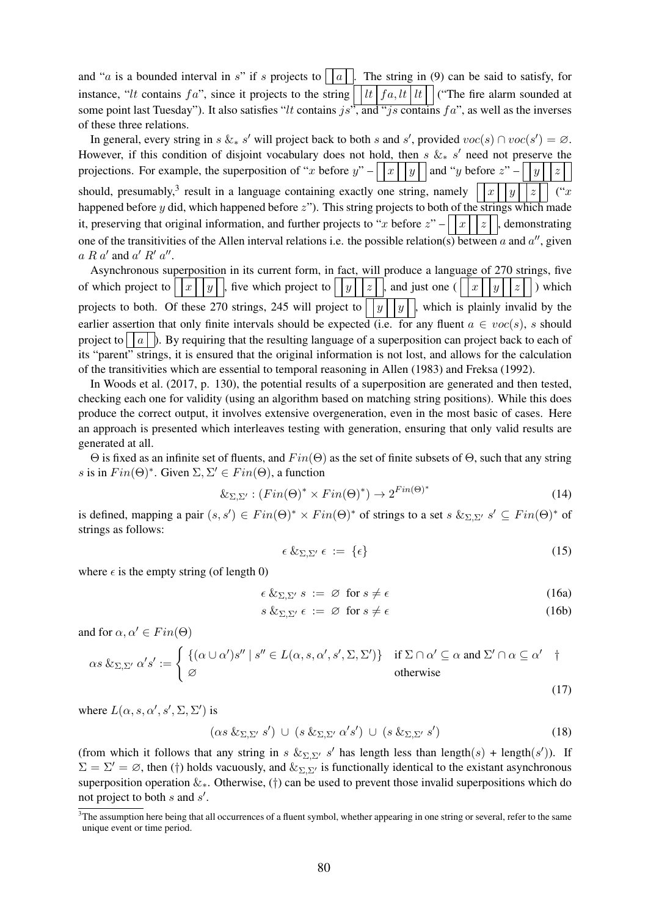and "$a$ is a bounded interval in $s$" if $s$ projects to $\boxed{\phantom{a}}\boxed{a}\boxed{\phantom{a}}$. The string in (9) can be said to satisfy, for instance, "$lt$ contains $fa$", since it projects to the string $\boxed{\phantom{a}}\boxed{lt}\boxed{fa, lt}\boxed{lt}\boxed{\phantom{a}}$ ("The fire alarm sounded at some point last Tuesday"). It also satisfies "$lt$ contains $js$", and "$js$ contains $fa$", as well as the inverses of these three relations.

In general, every string in $s \,\&_*\, s'$ will project back to both $s$ and $s'$, provided $voc(s) \cap voc(s') = \varnothing$. However, if this condition of disjoint vocabulary does not hold, then $s \,\&_*\, s'$ need not preserve the projections. For example, the superposition of "$x$ before $y$" – $\boxed{\phantom{a}}\boxed{x}\boxed{\phantom{a}}\boxed{y}\boxed{\phantom{a}}$ and "$y$ before $z$" – $\boxed{\phantom{a}}\boxed{y}\boxed{\phantom{a}}\boxed{z}\boxed{\phantom{a}}$ should, presumably,[3] result in a language containing exactly one string, namely $\boxed{\phantom{a}}\boxed{x}\boxed{\phantom{a}}\boxed{y}\boxed{\phantom{a}}\boxed{z}\boxed{\phantom{a}}$ ("$x$ happened before $y$ did, which happened before $z$"). This string projects to both of the strings which made it, preserving that original information, and further projects to "$x$ before $z$" – $\boxed{\phantom{a}}\boxed{x}\boxed{\phantom{a}}\boxed{z}\boxed{\phantom{a}}$, demonstrating one of the transitivities of the Allen interval relations i.e. the possible relation(s) between $a$ and $a''$, given $a \; R \; a'$ and $a' \; R' \; a''$.

Asynchronous superposition in its current form, in fact, will produce a language of 270 strings, five of which project to $\boxed{\phantom{a}}\boxed{x}\boxed{\phantom{a}}\boxed{y}\boxed{\phantom{a}}$, five which project to $\boxed{\phantom{a}}\boxed{y}\boxed{\phantom{a}}\boxed{z}\boxed{\phantom{a}}$, and just one ( $\boxed{\phantom{a}}\boxed{x}\boxed{\phantom{a}}\boxed{y}\boxed{\phantom{a}}\boxed{z}\boxed{\phantom{a}}$ ) which projects to both. Of these 270 strings, 245 will project to $\boxed{\phantom{a}}\boxed{y}\boxed{\phantom{a}}\boxed{y}\boxed{\phantom{a}}$, which is plainly invalid by the earlier assertion that only finite intervals should be expected (i.e. for any fluent $a \in voc(s)$, $s$ should project to $\boxed{\phantom{a}}\boxed{a}\boxed{\phantom{a}}$). By requiring that the resulting language of a superposition can project back to each of its "parent" strings, it is ensured that the original information is not lost, and allows for the calculation of the transitivities which are essential to temporal reasoning in Allen (1983) and Freksa (1992).

In Woods et al. (2017, p. 130), the potential results of a superposition are generated and then tested, checking each one for validity (using an algorithm based on matching string positions). While this does produce the correct output, it involves extensive overgeneration, even in the most basic of cases. Here an approach is presented which interleaves testing with generation, ensuring that only valid results are generated at all.

$\Theta$ is fixed as an infinite set of fluents, and $Fin(\Theta)$ as the set of finite subsets of $\Theta$, such that any string $s$ is in $Fin(\Theta)^*$. Given $\Sigma, \Sigma' \in Fin(\Theta)$, a function

$$\&_{\Sigma,\Sigma'} : (Fin(\Theta)^* \times Fin(\Theta)^*) \to 2^{Fin(\Theta)^*} \tag{14}$$

is defined, mapping a pair $(s, s') \in Fin(\Theta)^* \times Fin(\Theta)^*$ of strings to a set $s \,\&_{\Sigma,\Sigma'}\, s' \subseteq Fin(\Theta)^*$ of strings as follows:

$$\epsilon \,\&_{\Sigma,\Sigma'}\, \epsilon \;:=\; \{\epsilon\} \tag{15}$$

where $\epsilon$ is the empty string (of length 0)

$$\epsilon \,\&_{\Sigma,\Sigma'}\, s \;:=\; \varnothing \;\text{ for } s \neq \epsilon \tag{16a}$$

$$s \,\&_{\Sigma,\Sigma'}\, \epsilon \;:=\; \varnothing \;\text{ for } s \neq \epsilon \tag{16b}$$

and for $\alpha, \alpha' \in Fin(\Theta)$

$$\alpha s \,\&_{\Sigma,\Sigma'}\, \alpha' s' := \begin{cases} \{(\alpha \cup \alpha')s'' \mid s'' \in L(\alpha, s, \alpha', s', \Sigma, \Sigma')\} & \text{if } \Sigma \cap \alpha' \subseteq \alpha \text{ and } \Sigma' \cap \alpha \subseteq \alpha' \quad \dagger \\ \varnothing & \text{otherwise} \end{cases} \tag{17}$$

where $L(\alpha, s, \alpha', s', \Sigma, \Sigma')$ is

$$(\alpha s \,\&_{\Sigma,\Sigma'}\, s') \;\cup\; (s \,\&_{\Sigma,\Sigma'}\, \alpha' s') \;\cup\; (s \,\&_{\Sigma,\Sigma'}\, s') \tag{18}$$

(from which it follows that any string in $s \,\&_{\Sigma,\Sigma'}\, s'$ has length less than length($s$) + length($s'$)). If $\Sigma = \Sigma' = \varnothing$, then (†) holds vacuously, and $\&_{\Sigma,\Sigma'}$ is functionally identical to the existant asynchronous superposition operation $\&_*$. Otherwise, (†) can be used to prevent those invalid superpositions which do not project to both $s$ and $s'$.

[3] The assumption here being that all occurrences of a fluent symbol, whether appearing in one string or several, refer to the same unique event or time period.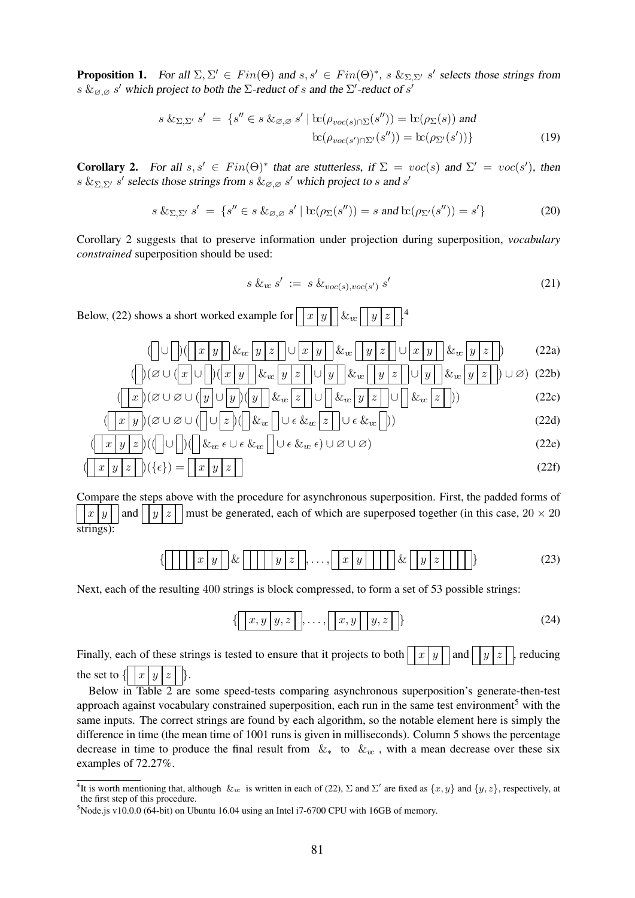**Proposition 1.** *For all $\Sigma, \Sigma' \in Fin(\Theta)$ and $s, s' \in Fin(\Theta)^*$, $s \,\&_{\Sigma,\Sigma'}\, s'$ selects those strings from $s \,\&_{\varnothing,\varnothing}\, s'$ which project to both the $\Sigma$-reduct of $s$ and the $\Sigma'$-reduct of $s'$*

$$s \,\&_{\Sigma,\Sigma'}\, s' \;=\; \{s'' \in s \,\&_{\varnothing,\varnothing}\, s' \mid \mathrm{bc}(\rho_{voc(s)\cap\Sigma}(s'')) = \mathrm{bc}(\rho_{\Sigma}(s)) \text{ and } \mathrm{bc}(\rho_{voc(s')\cap\Sigma'}(s'')) = \mathrm{bc}(\rho_{\Sigma'}(s'))\} \tag{19}$$

**Corollary 2.** *For all $s, s' \in Fin(\Theta)^*$ that are stutterless, if $\Sigma = voc(s)$ and $\Sigma' = voc(s')$, then $s \,\&_{\Sigma,\Sigma'}\, s'$ selects those strings from $s \,\&_{\varnothing,\varnothing}\, s'$ which project to $s$ and $s'$*

$$s \,\&_{\Sigma,\Sigma'}\, s' \;=\; \{s'' \in s \,\&_{\varnothing,\varnothing}\, s' \mid \mathrm{bc}(\rho_{\Sigma}(s'')) = s \text{ and } \mathrm{bc}(\rho_{\Sigma'}(s'')) = s'\} \tag{20}$$

Corollary 2 suggests that to preserve information under projection during superposition, *vocabulary constrained* superposition should be used:

$$s \,\&_{vc}\, s' \;:=\; s \,\&_{voc(s),voc(s')}\, s' \tag{21}$$

Below, (22) shows a short worked example for $\boxed{\;}\boxed{x}\boxed{y}\boxed{\;} \,\&_{vc}\, \boxed{\;}\boxed{y}\boxed{z}\boxed{\;}$.[4]

$$(\boxed{\;} \cup \boxed{\;})(\boxed{\;}\boxed{x}\boxed{y}\boxed{\;} \,\&_{vc}\, \boxed{y}\boxed{z}\boxed{\;} \cup \boxed{x}\boxed{y}\boxed{\;} \,\&_{vc}\, \boxed{\;}\boxed{y}\boxed{z}\boxed{\;} \cup \boxed{x}\boxed{y}\boxed{\;} \,\&_{vc}\, \boxed{y}\boxed{z}\boxed{\;}) \tag{22a}$$

$$(\boxed{\;})(\varnothing \cup (\boxed{x} \cup \boxed{\;})(\boxed{x}\boxed{y}\boxed{\;} \,\&_{vc}\, \boxed{y}\boxed{z}\boxed{\;} \cup \boxed{y}\boxed{\;} \,\&_{vc}\, \boxed{\;}\boxed{y}\boxed{z}\boxed{\;} \cup \boxed{y}\boxed{\;} \,\&_{vc}\, \boxed{y}\boxed{z}\boxed{\;}) \cup \varnothing) \tag{22b}$$

$$(\boxed{\;}\boxed{x})(\varnothing \cup \varnothing \cup (\boxed{y} \cup \boxed{y})(\boxed{y}\boxed{\;} \,\&_{vc}\, \boxed{z}\boxed{\;} \cup \boxed{\;} \,\&_{vc}\, \boxed{y}\boxed{z}\boxed{\;} \cup \boxed{\;} \,\&_{vc}\, \boxed{z}\boxed{\;})) \tag{22c}$$

$$(\boxed{\;}\boxed{x}\boxed{y})(\varnothing \cup \varnothing \cup (\boxed{\;} \cup \boxed{z})(\boxed{\;} \,\&_{vc}\, \boxed{\;} \cup \epsilon \,\&_{vc}\, \boxed{z}\boxed{\;} \cup \epsilon \,\&_{vc}\, \boxed{\;})) \tag{22d}$$

$$(\boxed{\;}\boxed{x}\boxed{y}\boxed{z})((\boxed{\;} \cup \boxed{\;})(\boxed{\;} \,\&_{vc}\, \epsilon \cup \epsilon \,\&_{vc}\, \boxed{\;} \cup \epsilon \,\&_{vc}\, \epsilon) \cup \varnothing \cup \varnothing) \tag{22e}$$

$$(\boxed{\;}\boxed{x}\boxed{y}\boxed{z}\boxed{\;})(\{\epsilon\}) = \boxed{\;}\boxed{x}\boxed{y}\boxed{z}\boxed{\;} \tag{22f}$$

Compare the steps above with the procedure for asynchronous superposition. First, the padded forms of $\boxed{\;}\boxed{x}\boxed{y}\boxed{\;}$ and $\boxed{\;}\boxed{y}\boxed{z}\boxed{\;}$ must be generated, each of which are superposed together (in this case, $20 \times 20$ strings):

$$\{\boxed{\;}\boxed{\;}\boxed{\;}\boxed{\;}\boxed{x}\boxed{y}\boxed{\;} \,\&\, \boxed{\;}\boxed{\;}\boxed{\;}\boxed{\;}\boxed{y}\boxed{z}\boxed{\;}, \ldots, \boxed{\;}\boxed{x}\boxed{y}\boxed{\;}\boxed{\;}\boxed{\;}\boxed{\;} \,\&\, \boxed{\;}\boxed{y}\boxed{z}\boxed{\;}\boxed{\;}\boxed{\;}\boxed{\;}\} \tag{23}$$

Next, each of the resulting 400 strings is block compressed, to form a set of 53 possible strings:

$$\{\boxed{\;}\boxed{x,y}\boxed{y,z}\boxed{\;}, \ldots, \boxed{\;}\boxed{x,y}\boxed{\;}\boxed{y,z}\boxed{\;}\} \tag{24}$$

Finally, each of these strings is tested to ensure that it projects to both $\boxed{\;}\boxed{x}\boxed{y}\boxed{\;}$ and $\boxed{\;}\boxed{y}\boxed{z}\boxed{\;}$, reducing the set to $\{\boxed{\;}\boxed{x}\boxed{y}\boxed{z}\boxed{\;}\}$.

Below in Table 2 are some speed-tests comparing asynchronous superposition's generate-then-test approach against vocabulary constrained superposition, each run in the same test environment[5] with the same inputs. The correct strings are found by each algorithm, so the notable element here is simply the difference in time (the mean time of 1001 runs is given in milliseconds). Column 5 shows the percentage decrease in time to produce the final result from $\&_*$ to $\&_{vc}$, with a mean decrease over these six examples of 72.27%.

---

[4] It is worth mentioning that, although $\&_{vc}$ is written in each of (22), $\Sigma$ and $\Sigma'$ are fixed as $\{x, y\}$ and $\{y, z\}$, respectively, at the first step of this procedure.

[5] Node.js v10.0.0 (64-bit) on Ubuntu 16.04 using an Intel i7-6700 CPU with 16GB of memory.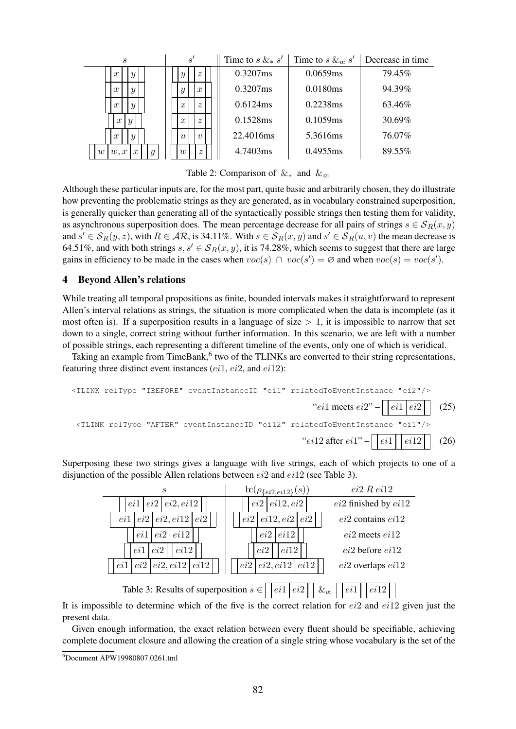| $s$ | $s'$ | Time to $s \,\&_* \, s'$ | Time to $s \,\&_{vc} \, s'$ | Decrease in time |
|---|---|---|---|---|
| $\boxed{\ }\boxed{x}\boxed{\ }\boxed{y}\boxed{\ }$ | $\boxed{\ }\boxed{y}\boxed{\ }\boxed{z}\boxed{\ }$ | 0.3207ms | 0.0659ms | 79.45% |
| $\boxed{\ }\boxed{x}\boxed{\ }\boxed{y}\boxed{\ }$ | $\boxed{\ }\boxed{y}\boxed{\ }\boxed{x}\boxed{\ }$ | 0.3207ms | 0.0180ms | 94.39% |
| $\boxed{\ }\boxed{x}\boxed{\ }\boxed{y}\boxed{\ }$ | $\boxed{\ }\boxed{x}\boxed{\ }\boxed{z}\boxed{\ }$ | 0.6124ms | 0.2238ms | 63.46% |
| $\boxed{\ }\boxed{x}\boxed{y}\boxed{\ }$ | $\boxed{\ }\boxed{x}\boxed{\ }\boxed{z}\boxed{\ }$ | 0.1528ms | 0.1059ms | 30.69% |
| $\boxed{\ }\boxed{x}\boxed{\ }\boxed{y}\boxed{\ }$ | $\boxed{\ }\boxed{u}\boxed{\ }\boxed{v}\boxed{\ }$ | 22.4016ms | 5.3616ms | 76.07% |
| $\boxed{\ }\boxed{w}\boxed{w,x}\boxed{x}\boxed{\ }\boxed{y}\boxed{\ }$ | $\boxed{\ }\boxed{w}\boxed{\ }\boxed{z}\boxed{\ }$ | 4.7403ms | 0.4955ms | 89.55% |

Table 2: Comparison of $\&_*$ and $\&_{vc}$

Although these particular inputs are, for the most part, quite basic and arbitrarily chosen, they do illustrate how preventing the problematic strings as they are generated, as in vocabulary constrained superposition, is generally quicker than generating all of the syntactically possible strings then testing them for validity, as asynchronous superposition does. The mean percentage decrease for all pairs of strings $s \in \mathcal{S}_R(x, y)$ and $s' \in \mathcal{S}_R(y, z)$, with $R \in \mathcal{AR}$, is 34.11%. With $s \in \mathcal{S}_R(x, y)$ and $s' \in \mathcal{S}_R(u, v)$ the mean decrease is 64.51%, and with both strings $s, s' \in \mathcal{S}_R(x, y)$, it is 74.28%, which seems to suggest that there are large gains in efficiency to be made in the cases when $voc(s) \cap voc(s') = \varnothing$ and when $voc(s) = voc(s')$.

## 4 Beyond Allen's relations

While treating all temporal propositions as finite, bounded intervals makes it straightforward to represent Allen's interval relations as strings, the situation is more complicated when the data is incomplete (as it most often is). If a superposition results in a language of size $> 1$, it is impossible to narrow that set down to a single, correct string without further information. In this scenario, we are left with a number of possible strings, each representing a different timeline of the events, only one of which is veridical.

Taking an example from TimeBank,[6] two of the TLINKs are converted to their string representations, featuring three distinct event instances ($ei1$, $ei2$, and $ei12$):

```
<TLINK relType="IBEFORE" eventInstanceID="ei1" relatedToEventInstance="ei2"/>
```

$$\text{"}ei1 \text{ meets } ei2\text{"} - \boxed{\ }\boxed{ei1}\boxed{ei2}\boxed{\ } \quad (25)$$

```
<TLINK relType="AFTER" eventInstanceID="ei12" relatedToEventInstance="ei1"/>
```

$$\text{"}ei12 \text{ after } ei1\text{"} - \boxed{\ }\boxed{ei1}\boxed{\ }\boxed{ei12}\boxed{\ } \quad (26)$$

Superposing these two strings gives a language with five strings, each of which projects to one of a disjunction of the possible Allen relations between $ei2$ and $ei12$ (see Table 3).

| $s$ | $\mathrm{bc}(\rho_{\{ei2,ei12\}}(s))$ | $ei2 \; R \; ei12$ |
|---|---|---|
| $\boxed{\ }\boxed{ei1}\boxed{ei2}\boxed{ei2,ei12}\boxed{\ }$ | $\boxed{\ }\boxed{ei2}\boxed{ei12,ei2}\boxed{\ }$ | $ei2$ finished by $ei12$ |
| $\boxed{\ }\boxed{ei1}\boxed{ei2}\boxed{ei2,ei12}\boxed{ei2}\boxed{\ }$ | $\boxed{\ }\boxed{ei2}\boxed{ei12,ei2}\boxed{ei2}\boxed{\ }$ | $ei2$ contains $ei12$ |
| $\boxed{\ }\boxed{ei1}\boxed{ei2}\boxed{ei12}\boxed{\ }$ | $\boxed{\ }\boxed{ei2}\boxed{ei12}\boxed{\ }$ | $ei2$ meets $ei12$ |
| $\boxed{\ }\boxed{ei1}\boxed{ei2}\boxed{\ }\boxed{ei12}\boxed{\ }$ | $\boxed{\ }\boxed{ei2}\boxed{\ }\boxed{ei12}\boxed{\ }$ | $ei2$ before $ei12$ |
| $\boxed{\ }\boxed{ei1}\boxed{ei2}\boxed{ei2,ei12}\boxed{ei12}\boxed{\ }$ | $\boxed{\ }\boxed{ei2}\boxed{ei2,ei12}\boxed{ei12}\boxed{\ }$ | $ei2$ overlaps $ei12$ |

Table 3: Results of superposition $s \in \boxed{\ }\boxed{ei1}\boxed{ei2}\boxed{\ } \,\&_{vc}\, \boxed{\ }\boxed{ei1}\boxed{\ }\boxed{ei12}\boxed{\ }$

It is impossible to determine which of the five is the correct relation for $ei2$ and $ei12$ given just the present data.

Given enough information, the exact relation between every fluent should be specifiable, achieving complete document closure and allowing the creation of a single string whose vocabulary is the set of the

[6] Document APW19980807.0261.tml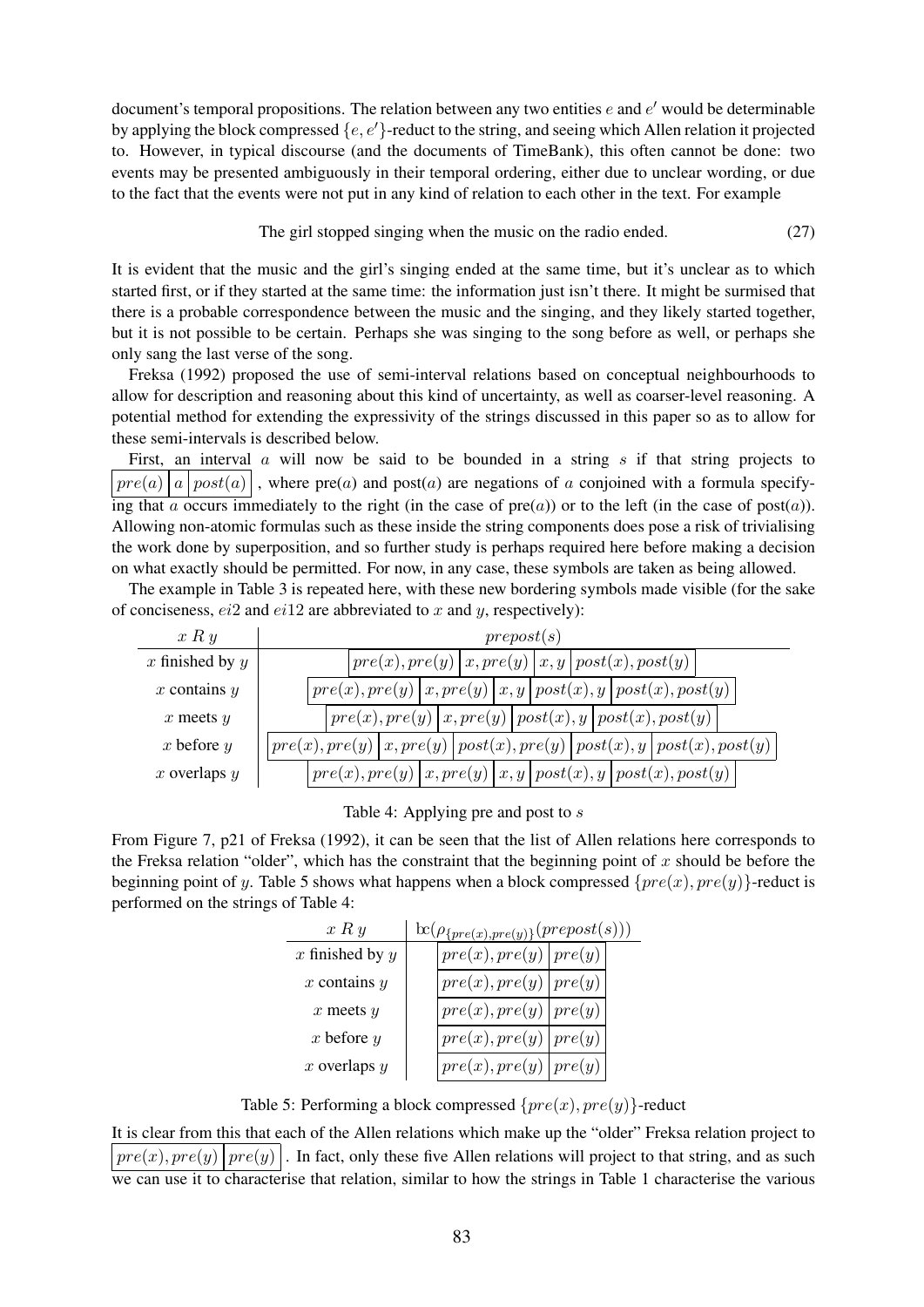document's temporal propositions. The relation between any two entities $e$ and $e'$ would be determinable by applying the block compressed $\{e, e'\}$-reduct to the string, and seeing which Allen relation it projected to. However, in typical discourse (and the documents of TimeBank), this often cannot be done: two events may be presented ambiguously in their temporal ordering, either due to unclear wording, or due to the fact that the events were not put in any kind of relation to each other in the text. For example

$$\text{The girl stopped singing when the music on the radio ended.} \tag{27}$$

It is evident that the music and the girl's singing ended at the same time, but it's unclear as to which started first, or if they started at the same time: the information just isn't there. It might be surmised that there is a probable correspondence between the music and the singing, and they likely started together, but it is not possible to be certain. Perhaps she was singing to the song before as well, or perhaps she only sang the last verse of the song.

Freksa (1992) proposed the use of semi-interval relations based on conceptual neighbourhoods to allow for description and reasoning about this kind of uncertainty, as well as coarser-level reasoning. A potential method for extending the expressivity of the strings discussed in this paper so as to allow for these semi-intervals is described below.

First, an interval $a$ will now be said to be bounded in a string $s$ if that string projects to $\boxed{pre(a)}\boxed{a}\boxed{post(a)}$, where pre($a$) and post($a$) are negations of $a$ conjoined with a formula specifying that $a$ occurs immediately to the right (in the case of pre($a$)) or to the left (in the case of post($a$)). Allowing non-atomic formulas such as these inside the string components does pose a risk of trivialising the work done by superposition, and so further study is perhaps required here before making a decision on what exactly should be permitted. For now, in any case, these symbols are taken as being allowed.

The example in Table 3 is repeated here, with these new bordering symbols made visible (for the sake of conciseness, $ei2$ and $ei12$ are abbreviated to $x$ and $y$, respectively):

| $x\ R\ y$ | $prepost(s)$ |
|---|---|
| $x$ finished by $y$ | $\boxed{pre(x), pre(y)}\boxed{x, pre(y)}\boxed{x, y}\boxed{post(x), post(y)}$ |
| $x$ contains $y$ | $\boxed{pre(x), pre(y)}\boxed{x, pre(y)}\boxed{x, y}\boxed{post(x), y}\boxed{post(x), post(y)}$ |
| $x$ meets $y$ | $\boxed{pre(x), pre(y)}\boxed{x, pre(y)}\boxed{post(x), y}\boxed{post(x), post(y)}$ |
| $x$ before $y$ | $\boxed{pre(x), pre(y)}\boxed{x, pre(y)}\boxed{post(x), pre(y)}\boxed{post(x), y}\boxed{post(x), post(y)}$ |
| $x$ overlaps $y$ | $\boxed{pre(x), pre(y)}\boxed{x, pre(y)}\boxed{x, y}\boxed{post(x), y}\boxed{post(x), post(y)}$ |

Table 4: Applying pre and post to $s$

From Figure 7, p21 of Freksa (1992), it can be seen that the list of Allen relations here corresponds to the Freksa relation "older", which has the constraint that the beginning point of $x$ should be before the beginning point of $y$. Table 5 shows what happens when a block compressed $\{pre(x), pre(y)\}$-reduct is performed on the strings of Table 4:

| $x\ R\ y$ | $\text{bc}(\rho_{\{pre(x), pre(y)\}}(prepost(s)))$ |
|---|---|
| $x$ finished by $y$ | $\boxed{pre(x), pre(y)}\boxed{pre(y)}$ |
| $x$ contains $y$ | $\boxed{pre(x), pre(y)}\boxed{pre(y)}$ |
| $x$ meets $y$ | $\boxed{pre(x), pre(y)}\boxed{pre(y)}$ |
| $x$ before $y$ | $\boxed{pre(x), pre(y)}\boxed{pre(y)}$ |
| $x$ overlaps $y$ | $\boxed{pre(x), pre(y)}\boxed{pre(y)}$ |

Table 5: Performing a block compressed $\{pre(x), pre(y)\}$-reduct

It is clear from this that each of the Allen relations which make up the "older" Freksa relation project to $\boxed{pre(x), pre(y)}\boxed{pre(y)}$. In fact, only these five Allen relations will project to that string, and as such we can use it to characterise that relation, similar to how the strings in Table 1 characterise the various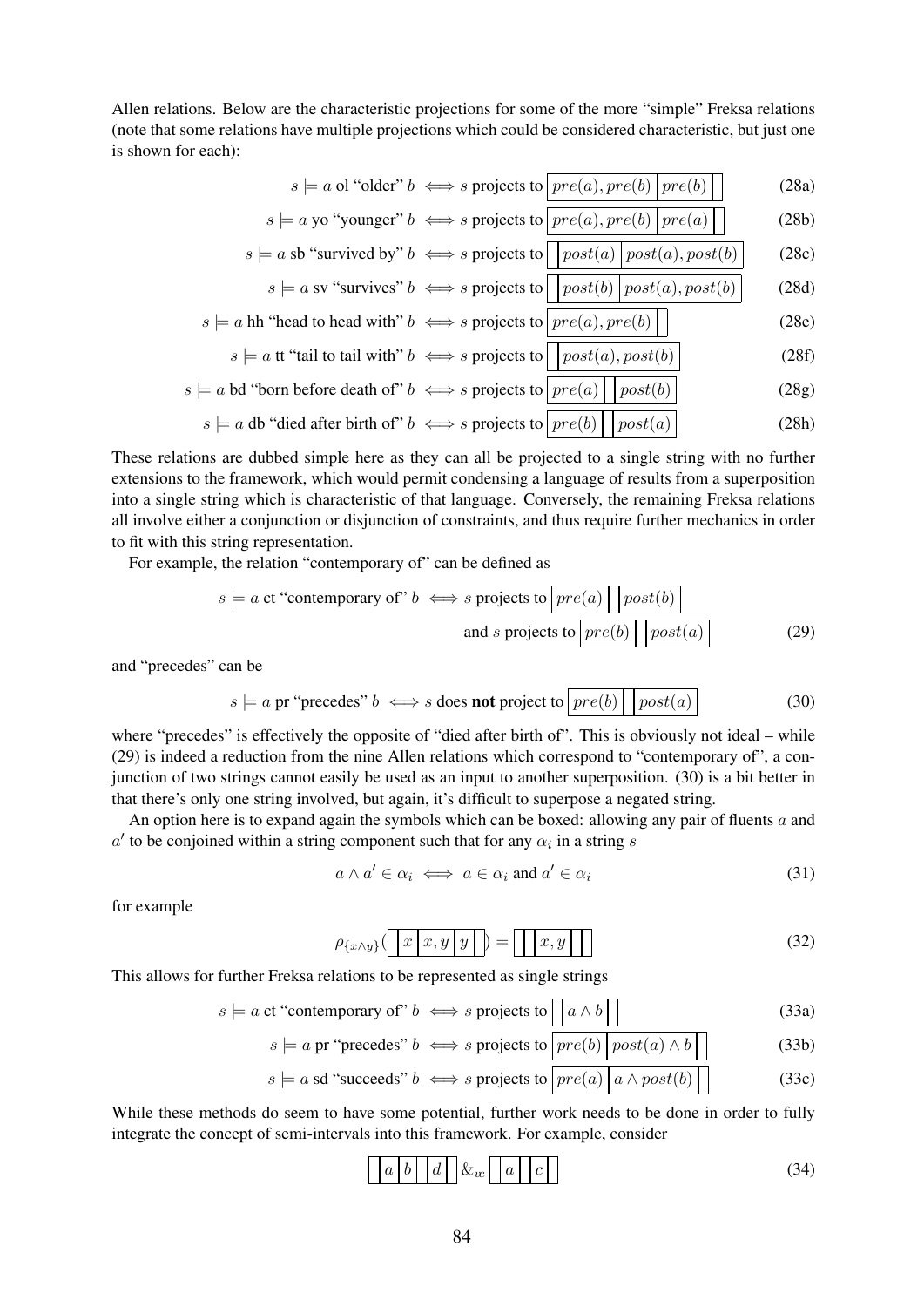Allen relations. Below are the characteristic projections for some of the more "simple" Freksa relations (note that some relations have multiple projections which could be considered characteristic, but just one is shown for each):

$$s \models a \text{ ol "older" } b \iff s \text{ projects to } \boxed{pre(a), pre(b)}\boxed{pre(b)}\boxed{\phantom{x}} \tag{28a}$$

$$s \models a \text{ yo "younger" } b \iff s \text{ projects to } \boxed{pre(a), pre(b)}\boxed{pre(a)}\boxed{\phantom{x}} \tag{28b}$$

$$s \models a \text{ sb "survived by" } b \iff s \text{ projects to } \boxed{\phantom{x}}\boxed{post(a)}\boxed{post(a), post(b)} \tag{28c}$$

$$s \models a \text{ sv "survives" } b \iff s \text{ projects to } \boxed{\phantom{x}}\boxed{post(b)}\boxed{post(a), post(b)} \tag{28d}$$

$$s \models a \text{ hh "head to head with" } b \iff s \text{ projects to } \boxed{pre(a), pre(b)}\boxed{\phantom{x}} \tag{28e}$$

$$s \models a \text{ tt "tail to tail with" } b \iff s \text{ projects to } \boxed{\phantom{x}}\boxed{post(a), post(b)} \tag{28f}$$

$$s \models a \text{ bd "born before death of" } b \iff s \text{ projects to } \boxed{pre(a)}\boxed{\phantom{x}}\boxed{post(b)} \tag{28g}$$

$$s \models a \text{ db "died after birth of" } b \iff s \text{ projects to } \boxed{pre(b)}\boxed{\phantom{x}}\boxed{post(a)} \tag{28h}$$

These relations are dubbed simple here as they can all be projected to a single string with no further extensions to the framework, which would permit condensing a language of results from a superposition into a single string which is characteristic of that language. Conversely, the remaining Freksa relations all involve either a conjunction or disjunction of constraints, and thus require further mechanics in order to fit with this string representation.

For example, the relation "contemporary of" can be defined as

$$s \models a \text{ ct "contemporary of" } b \iff s \text{ projects to } \boxed{pre(a)}\boxed{\phantom{x}}\boxed{post(b)}$$
$$\text{and } s \text{ projects to } \boxed{pre(b)}\boxed{\phantom{x}}\boxed{post(a)} \tag{29}$$

and "precedes" can be

$$s \models a \text{ pr "precedes" } b \iff s \text{ does } \textbf{not} \text{ project to } \boxed{pre(b)}\boxed{\phantom{x}}\boxed{post(a)} \tag{30}$$

where "precedes" is effectively the opposite of "died after birth of". This is obviously not ideal – while (29) is indeed a reduction from the nine Allen relations which correspond to "contemporary of", a conjunction of two strings cannot easily be used as an input to another superposition. (30) is a bit better in that there's only one string involved, but again, it's difficult to superpose a negated string.

An option here is to expand again the symbols which can be boxed: allowing any pair of fluents $a$ and $a'$ to be conjoined within a string component such that for any $\alpha_i$ in a string $s$

$$a \wedge a' \in \alpha_i \iff a \in \alpha_i \text{ and } a' \in \alpha_i \tag{31}$$

for example

$$\rho_{\{x \wedge y\}}(\boxed{\phantom{x}}\boxed{x}\boxed{x, y}\boxed{y}\boxed{\phantom{x}}) = \boxed{\phantom{x}}\boxed{\phantom{x}}\boxed{x, y}\boxed{\phantom{x}}\boxed{\phantom{x}} \tag{32}$$

This allows for further Freksa relations to be represented as single strings

$$s \models a \text{ ct "contemporary of" } b \iff s \text{ projects to } \boxed{\phantom{x}}\boxed{a \wedge b}\boxed{\phantom{x}} \tag{33a}$$

$$s \models a \text{ pr "precedes" } b \iff s \text{ projects to } \boxed{pre(b)}\boxed{post(a) \wedge b}\boxed{\phantom{x}} \tag{33b}$$

$$s \models a \text{ sd "succeeds" } b \iff s \text{ projects to } \boxed{pre(a)}\boxed{a \wedge post(b)}\boxed{\phantom{x}} \tag{33c}$$

While these methods do seem to have some potential, further work needs to be done in order to fully integrate the concept of semi-intervals into this framework. For example, consider

$$\boxed{\phantom{x}}\boxed{a}\boxed{b}\boxed{\phantom{x}}\boxed{d}\boxed{\phantom{x}} \&_{vc} \boxed{\phantom{x}}\boxed{a}\boxed{\phantom{x}}\boxed{c}\boxed{\phantom{x}} \tag{34}$$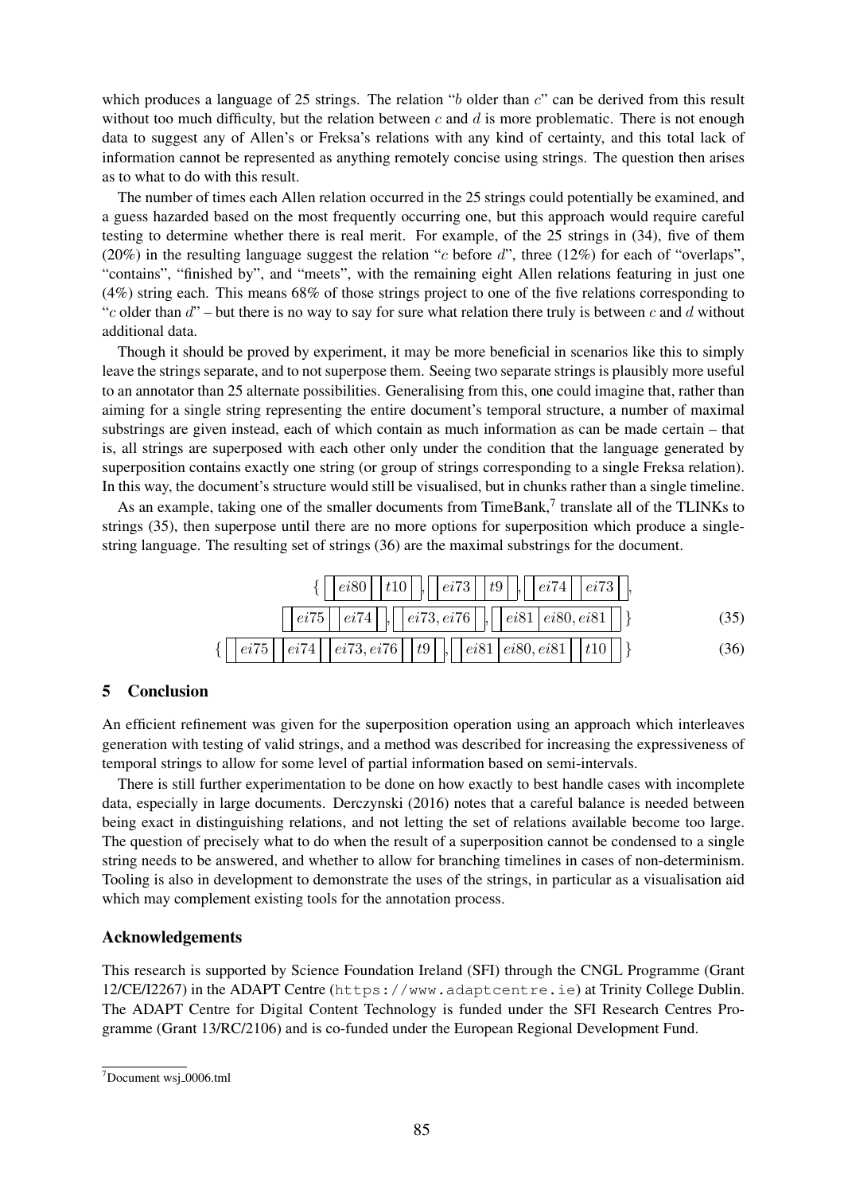which produces a language of 25 strings. The relation "$b$ older than $c$" can be derived from this result without too much difficulty, but the relation between $c$ and $d$ is more problematic. There is not enough data to suggest any of Allen's or Freksa's relations with any kind of certainty, and this total lack of information cannot be represented as anything remotely concise using strings. The question then arises as to what to do with this result.

The number of times each Allen relation occurred in the 25 strings could potentially be examined, and a guess hazarded based on the most frequently occurring one, but this approach would require careful testing to determine whether there is real merit. For example, of the 25 strings in (34), five of them (20%) in the resulting language suggest the relation "$c$ before $d$", three (12%) for each of "overlaps", "contains", "finished by", and "meets", with the remaining eight Allen relations featuring in just one (4%) string each. This means 68% of those strings project to one of the five relations corresponding to "$c$ older than $d$" – but there is no way to say for sure what relation there truly is between $c$ and $d$ without additional data.

Though it should be proved by experiment, it may be more beneficial in scenarios like this to simply leave the strings separate, and to not superpose them. Seeing two separate strings is plausibly more useful to an annotator than 25 alternate possibilities. Generalising from this, one could imagine that, rather than aiming for a single string representing the entire document's temporal structure, a number of maximal substrings are given instead, each of which contain as much information as can be made certain – that is, all strings are superposed with each other only under the condition that the language generated by superposition contains exactly one string (or group of strings corresponding to a single Freksa relation). In this way, the document's structure would still be visualised, but in chunks rather than a single timeline.

As an example, taking one of the smaller documents from TimeBank,[7] translate all of the TLINKs to strings (35), then superpose until there are no more options for superposition which produce a single-string language. The resulting set of strings (36) are the maximal substrings for the document.

$$\{ \boxed{\,}\boxed{ei80}\boxed{t10}\boxed{\,}, \boxed{\,}\boxed{ei73}\boxed{t9}\boxed{\,}, \boxed{\,}\boxed{ei74}\boxed{ei73}\boxed{\,}, \boxed{\,}\boxed{ei75}\boxed{ei74}\boxed{\,}, \boxed{\,}\boxed{ei73, ei76}\boxed{\,}, \boxed{\,}\boxed{ei81}\boxed{ei80, ei81}\boxed{\,} \} \tag{35}$$

$$\{ \boxed{\,}\boxed{ei75}\boxed{ei74}\boxed{ei73, ei76}\boxed{t9}\boxed{\,}, \boxed{\,}\boxed{ei81}\boxed{ei80, ei81}\boxed{t10}\boxed{\,} \} \tag{36}$$

## 5 Conclusion

An efficient refinement was given for the superposition operation using an approach which interleaves generation with testing of valid strings, and a method was described for increasing the expressiveness of temporal strings to allow for some level of partial information based on semi-intervals.

There is still further experimentation to be done on how exactly to best handle cases with incomplete data, especially in large documents. Derczynski (2016) notes that a careful balance is needed between being exact in distinguishing relations, and not letting the set of relations available become too large. The question of precisely what to do when the result of a superposition cannot be condensed to a single string needs to be answered, and whether to allow for branching timelines in cases of non-determinism. Tooling is also in development to demonstrate the uses of the strings, in particular as a visualisation aid which may complement existing tools for the annotation process.

### Acknowledgements

This research is supported by Science Foundation Ireland (SFI) through the CNGL Programme (Grant 12/CE/I2267) in the ADAPT Centre (https://www.adaptcentre.ie) at Trinity College Dublin. The ADAPT Centre for Digital Content Technology is funded under the SFI Research Centres Programme (Grant 13/RC/2106) and is co-funded under the European Regional Development Fund.

[7] Document wsj_0006.tml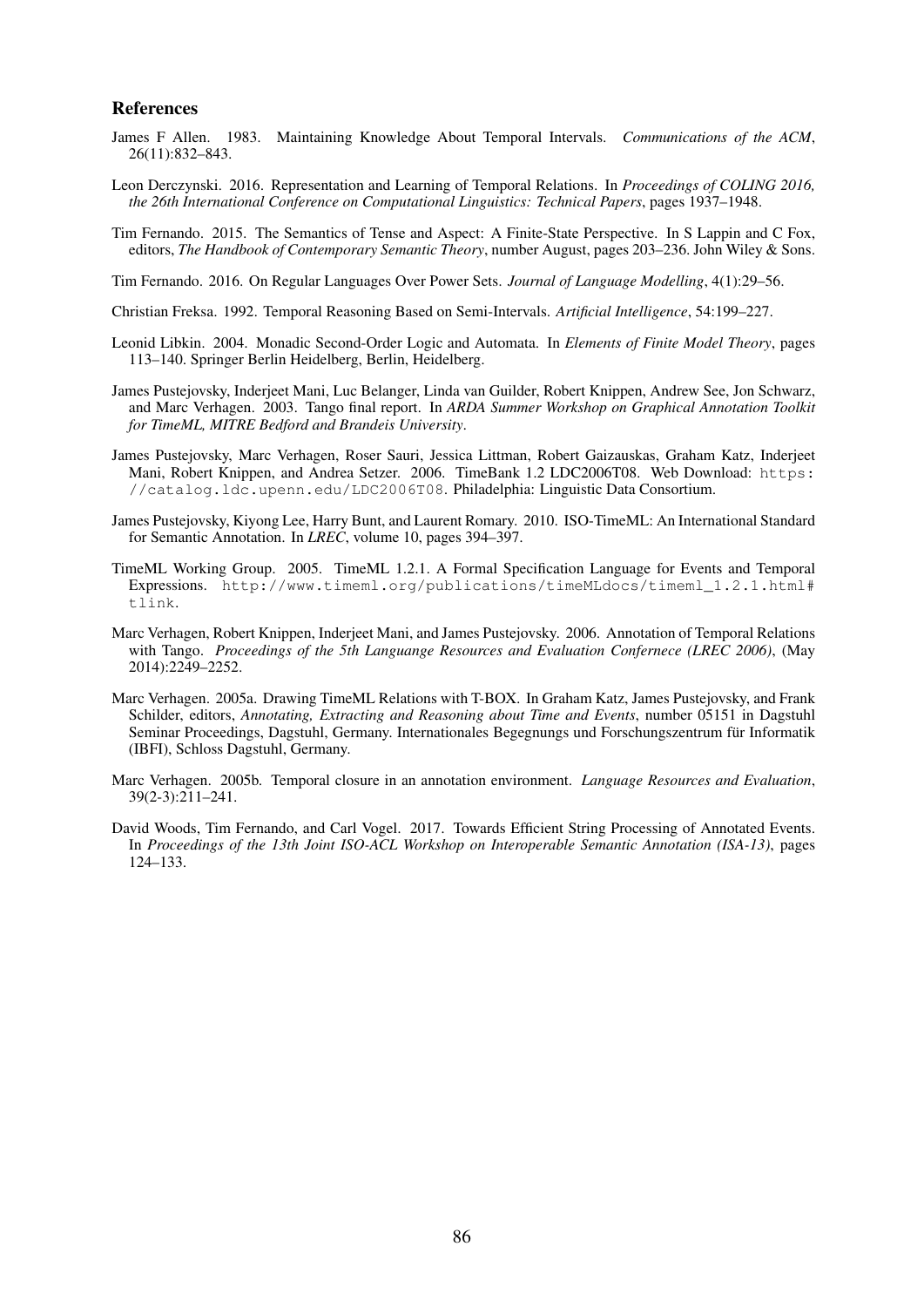## References

James F Allen. 1983. Maintaining Knowledge About Temporal Intervals. *Communications of the ACM*, 26(11):832–843.

Leon Derczynski. 2016. Representation and Learning of Temporal Relations. In *Proceedings of COLING 2016, the 26th International Conference on Computational Linguistics: Technical Papers*, pages 1937–1948.

Tim Fernando. 2015. The Semantics of Tense and Aspect: A Finite-State Perspective. In S Lappin and C Fox, editors, *The Handbook of Contemporary Semantic Theory*, number August, pages 203–236. John Wiley & Sons.

Tim Fernando. 2016. On Regular Languages Over Power Sets. *Journal of Language Modelling*, 4(1):29–56.

Christian Freksa. 1992. Temporal Reasoning Based on Semi-Intervals. *Artificial Intelligence*, 54:199–227.

Leonid Libkin. 2004. Monadic Second-Order Logic and Automata. In *Elements of Finite Model Theory*, pages 113–140. Springer Berlin Heidelberg, Berlin, Heidelberg.

James Pustejovsky, Inderjeet Mani, Luc Belanger, Linda van Guilder, Robert Knippen, Andrew See, Jon Schwarz, and Marc Verhagen. 2003. Tango final report. In *ARDA Summer Workshop on Graphical Annotation Toolkit for TimeML, MITRE Bedford and Brandeis University*.

James Pustejovsky, Marc Verhagen, Roser Sauri, Jessica Littman, Robert Gaizauskas, Graham Katz, Inderjeet Mani, Robert Knippen, and Andrea Setzer. 2006. TimeBank 1.2 LDC2006T08. Web Download: https://catalog.ldc.upenn.edu/LDC2006T08. Philadelphia: Linguistic Data Consortium.

James Pustejovsky, Kiyong Lee, Harry Bunt, and Laurent Romary. 2010. ISO-TimeML: An International Standard for Semantic Annotation. In *LREC*, volume 10, pages 394–397.

TimeML Working Group. 2005. TimeML 1.2.1. A Formal Specification Language for Events and Temporal Expressions. http://www.timeml.org/publications/timeMLdocs/timeml_1.2.1.html#tlink.

Marc Verhagen, Robert Knippen, Inderjeet Mani, and James Pustejovsky. 2006. Annotation of Temporal Relations with Tango. *Proceedings of the 5th Languange Resources and Evaluation Confernece (LREC 2006)*, (May 2014):2249–2252.

Marc Verhagen. 2005a. Drawing TimeML Relations with T-BOX. In Graham Katz, James Pustejovsky, and Frank Schilder, editors, *Annotating, Extracting and Reasoning about Time and Events*, number 05151 in Dagstuhl Seminar Proceedings, Dagstuhl, Germany. Internationales Begegnungs und Forschungszentrum für Informatik (IBFI), Schloss Dagstuhl, Germany.

Marc Verhagen. 2005b. Temporal closure in an annotation environment. *Language Resources and Evaluation*, 39(2-3):211–241.

David Woods, Tim Fernando, and Carl Vogel. 2017. Towards Efficient String Processing of Annotated Events. In *Proceedings of the 13th Joint ISO-ACL Workshop on Interoperable Semantic Annotation (ISA-13)*, pages 124–133.